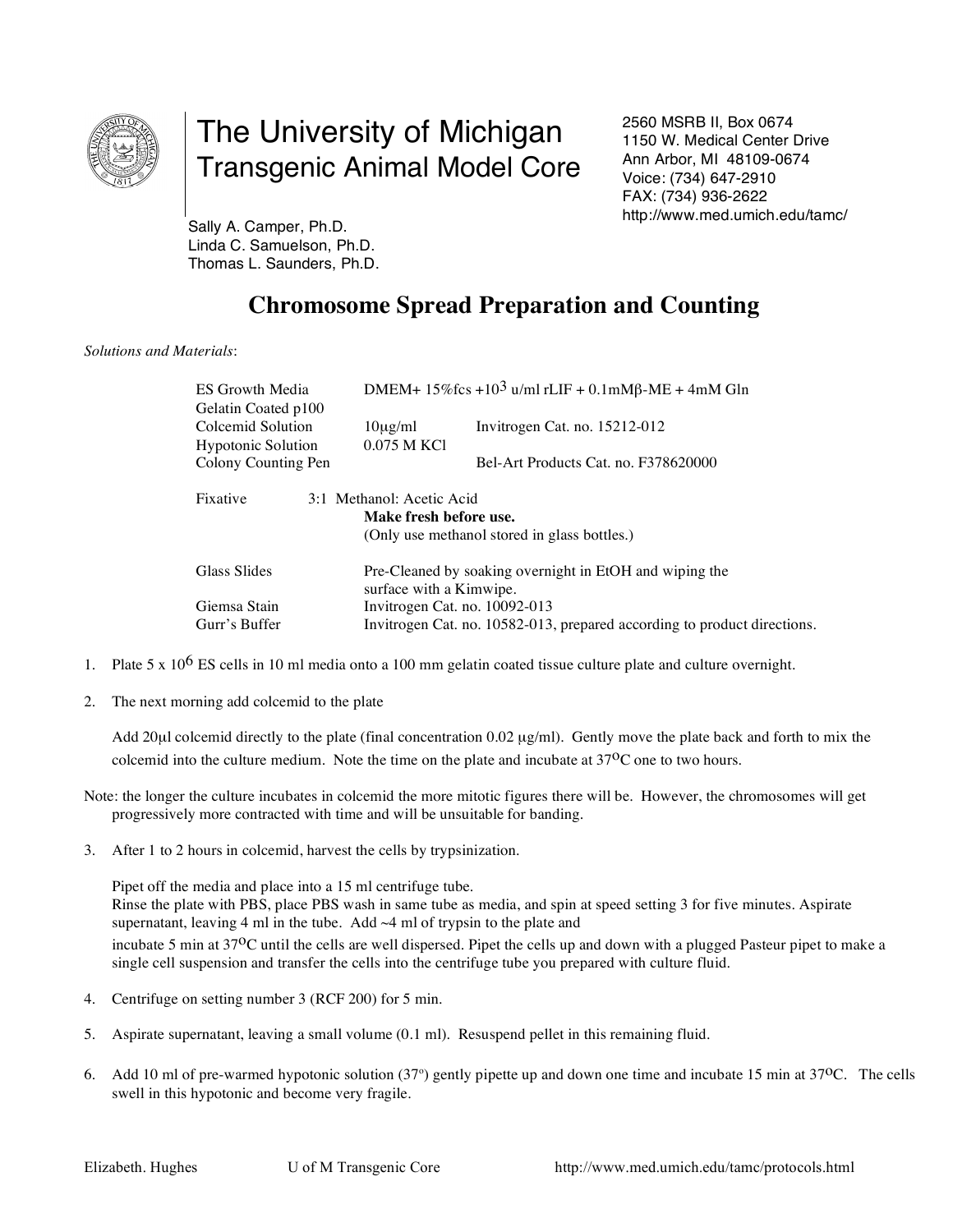# The University of Michigan
## Transgenic Animal Model Core

Sally A. Camper, Ph.D.
Linda C. Samuelson, Ph.D.
Thomas L. Saunders, Ph.D.

2560 MSRB II, Box 0674
1150 W. Medical Center Drive
Ann Arbor, MI 48109-0674
Voice: (734) 647-2910
FAX: (734) 936-2622
http://www.med.umich.edu/tamc/

## Chromosome Spread Preparation and Counting

*Solutions and Materials*:

| | | |
|---|---|---|
| ES Growth Media | DMEM+ 15%fcs +$10^3$ u/ml rLIF + 0.1mMβ-ME + 4mM Gln | |
| Gelatin Coated p100 | | |
| Colcemid Solution | 10μg/ml | Invitrogen Cat. no. 15212-012 |
| Hypotonic Solution | 0.075 M KCl | |
| Colony Counting Pen | | Bel-Art Products Cat. no. F378620000 |

Fixative 3:1 Methanol: Acetic Acid
**Make fresh before use.**
(Only use methanol stored in glass bottles.)

| | |
|---|---|
| Glass Slides | Pre-Cleaned by soaking overnight in EtOH and wiping the surface with a Kimwipe. |
| Giemsa Stain | Invitrogen Cat. no. 10092-013 |
| Gurr's Buffer | Invitrogen Cat. no. 10582-013, prepared according to product directions. |

1. Plate 5 x $10^6$ ES cells in 10 ml media onto a 100 mm gelatin coated tissue culture plate and culture overnight.

2. The next morning add colcemid to the plate

   Add 20μl colcemid directly to the plate (final concentration 0.02 μg/ml). Gently move the plate back and forth to mix the colcemid into the culture medium. Note the time on the plate and incubate at 37$^o$C one to two hours.

Note: the longer the culture incubates in colcemid the more mitotic figures there will be. However, the chromosomes will get progressively more contracted with time and will be unsuitable for banding.

3. After 1 to 2 hours in colcemid, harvest the cells by trypsinization.

   Pipet off the media and place into a 15 ml centrifuge tube.
   Rinse the plate with PBS, place PBS wash in same tube as media, and spin at speed setting 3 for five minutes. Aspirate supernatant, leaving 4 ml in the tube. Add ~4 ml of trypsin to the plate and incubate 5 min at 37$^o$C until the cells are well dispersed. Pipet the cells up and down with a plugged Pasteur pipet to make a single cell suspension and transfer the cells into the centrifuge tube you prepared with culture fluid.

4. Centrifuge on setting number 3 (RCF 200) for 5 min.

5. Aspirate supernatant, leaving a small volume (0.1 ml). Resuspend pellet in this remaining fluid.

6. Add 10 ml of pre-warmed hypotonic solution (37$^o$) gently pipette up and down one time and incubate 15 min at 37$^o$C. The cells swell in this hypotonic and become very fragile.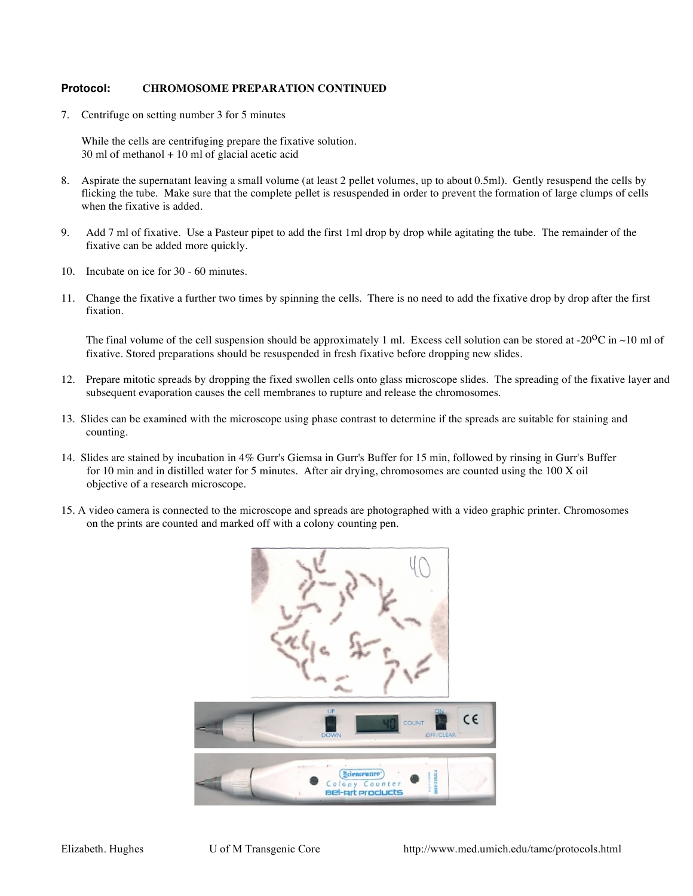**Protocol:** **CHROMOSOME PREPARATION CONTINUED**

7. Centrifuge on setting number 3 for 5 minutes

   While the cells are centrifuging prepare the fixative solution.
   30 ml of methanol + 10 ml of glacial acetic acid

8. Aspirate the supernatant leaving a small volume (at least 2 pellet volumes, up to about 0.5ml). Gently resuspend the cells by flicking the tube. Make sure that the complete pellet is resuspended in order to prevent the formation of large clumps of cells when the fixative is added.

9. Add 7 ml of fixative. Use a Pasteur pipet to add the first 1ml drop by drop while agitating the tube. The remainder of the fixative can be added more quickly.

10. Incubate on ice for 30 - 60 minutes.

11. Change the fixative a further two times by spinning the cells. There is no need to add the fixative drop by drop after the first fixation.

    The final volume of the cell suspension should be approximately 1 ml. Excess cell solution can be stored at -20$^{O}$C in ~10 ml of fixative. Stored preparations should be resuspended in fresh fixative before dropping new slides.

12. Prepare mitotic spreads by dropping the fixed swollen cells onto glass microscope slides. The spreading of the fixative layer and subsequent evaporation causes the cell membranes to rupture and release the chromosomes.

13. Slides can be examined with the microscope using phase contrast to determine if the spreads are suitable for staining and counting.

14. Slides are stained by incubation in 4% Gurr's Giemsa in Gurr's Buffer for 15 min, followed by rinsing in Gurr's Buffer for 10 min and in distilled water for 5 minutes. After air drying, chromosomes are counted using the 100 X oil objective of a research microscope.

15. A video camera is connected to the microscope and spreads are photographed with a video graphic printer. Chromosomes on the prints are counted and marked off with a colony counting pen.

Elizabeth. Hughes U of M Transgenic Core http://www.med.umich.edu/tamc/protocols.html